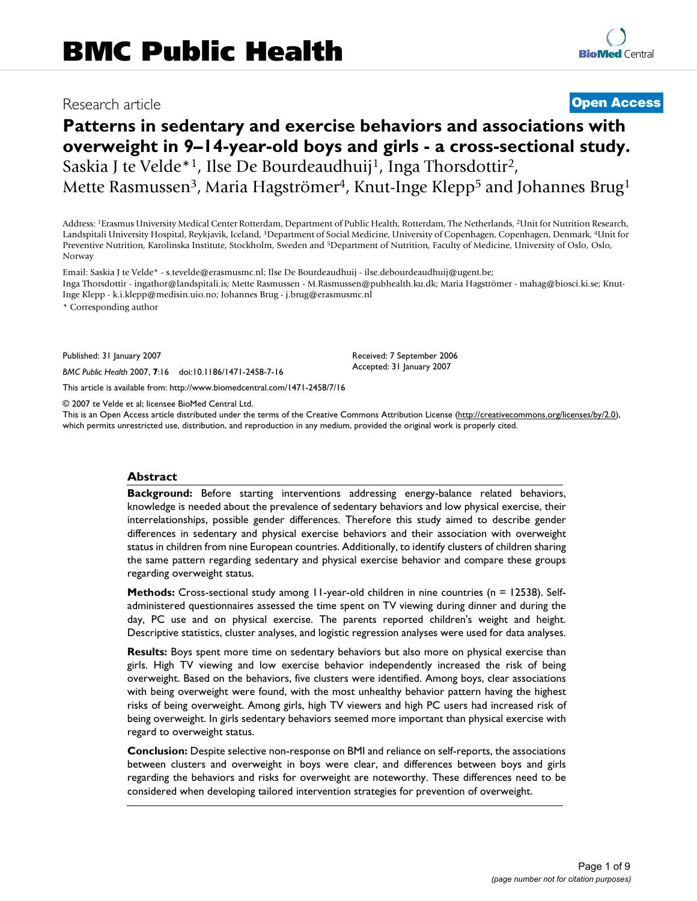# BMC Public Health

Research article

**Open Access**

# Patterns in sedentary and exercise behaviors and associations with overweight in 9–14-year-old boys and girls - a cross-sectional study.

Saskia J te Velde*[1], Ilse De Bourdeaudhuij[1], Inga Thorsdottir[2], Mette Rasmussen[3], Maria Hagströmer[4], Knut-Inge Klepp[5] and Johannes Brug[1]

Address: [1]Erasmus University Medical Center Rotterdam, Department of Public Health, Rotterdam, The Netherlands, [2]Unit for Nutrition Research, Landspitali University Hospital, Reykjavik, Iceland, [3]Department of Social Medicine, University of Copenhagen, Copenhagen, Denmark, [4]Unit for Preventive Nutrition, Karolinska Institute, Stockholm, Sweden and [5]Department of Nutrition, Faculty of Medicine, University of Oslo, Oslo, Norway

Email: Saskia J te Velde* - s.tevelde@erasmusmc.nl; Ilse De Bourdeaudhuij - ilse.debourdeaudhuij@ugent.be; Inga Thorsdottir - ingathor@landspitali.is; Mette Rasmussen - M.Rasmussen@pubhealth.ku.dk; Maria Hagströmer - mahag@biosci.ki.se; Knut-Inge Klepp - k.i.klepp@medisin.uio.no; Johannes Brug - j.brug@erasmusmc.nl

* Corresponding author

Published: 31 January 2007

*BMC Public Health* 2007, **7**:16 doi:10.1186/1471-2458-7-16

Received: 7 September 2006
Accepted: 31 January 2007

This article is available from: http://www.biomedcentral.com/1471-2458/7/16

© 2007 te Velde et al; licensee BioMed Central Ltd.

This is an Open Access article distributed under the terms of the Creative Commons Attribution License (http://creativecommons.org/licenses/by/2.0), which permits unrestricted use, distribution, and reproduction in any medium, provided the original work is properly cited.

## Abstract

**Background:** Before starting interventions addressing energy-balance related behaviors, knowledge is needed about the prevalence of sedentary behaviors and low physical exercise, their interrelationships, possible gender differences. Therefore this study aimed to describe gender differences in sedentary and physical exercise behaviors and their association with overweight status in children from nine European countries. Additionally, to identify clusters of children sharing the same pattern regarding sedentary and physical exercise behavior and compare these groups regarding overweight status.

**Methods:** Cross-sectional study among 11-year-old children in nine countries (n = 12538). Self-administered questionnaires assessed the time spent on TV viewing during dinner and during the day, PC use and on physical exercise. The parents reported children's weight and height. Descriptive statistics, cluster analyses, and logistic regression analyses were used for data analyses.

**Results:** Boys spent more time on sedentary behaviors but also more on physical exercise than girls. High TV viewing and low exercise behavior independently increased the risk of being overweight. Based on the behaviors, five clusters were identified. Among boys, clear associations with being overweight were found, with the most unhealthy behavior pattern having the highest risks of being overweight. Among girls, high TV viewers and high PC users had increased risk of being overweight. In girls sedentary behaviors seemed more important than physical exercise with regard to overweight status.

**Conclusion:** Despite selective non-response on BMI and reliance on self-reports, the associations between clusters and overweight in boys were clear, and differences between boys and girls regarding the behaviors and risks for overweight are noteworthy. These differences need to be considered when developing tailored intervention strategies for prevention of overweight.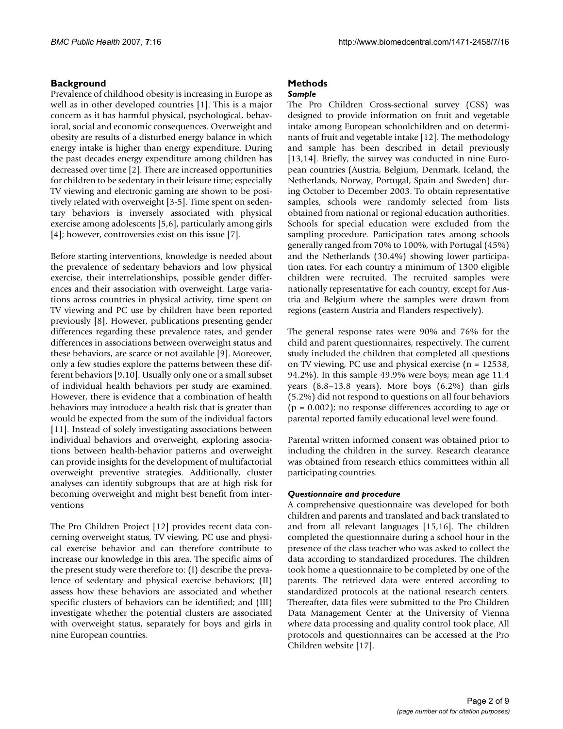## Background

Prevalence of childhood obesity is increasing in Europe as well as in other developed countries [1]. This is a major concern as it has harmful physical, psychological, behavioral, social and economic consequences. Overweight and obesity are results of a disturbed energy balance in which energy intake is higher than energy expenditure. During the past decades energy expenditure among children has decreased over time [2]. There are increased opportunities for children to be sedentary in their leisure time; especially TV viewing and electronic gaming are shown to be positively related with overweight [3-5]. Time spent on sedentary behaviors is inversely associated with physical exercise among adolescents [5,6], particularly among girls [4]; however, controversies exist on this issue [7].

Before starting interventions, knowledge is needed about the prevalence of sedentary behaviors and low physical exercise, their interrelationships, possible gender differences and their association with overweight. Large variations across countries in physical activity, time spent on TV viewing and PC use by children have been reported previously [8]. However, publications presenting gender differences regarding these prevalence rates, and gender differences in associations between overweight status and these behaviors, are scarce or not available [9]. Moreover, only a few studies explore the patterns between these different behaviors [9,10]. Usually only one or a small subset of individual health behaviors per study are examined. However, there is evidence that a combination of health behaviors may introduce a health risk that is greater than would be expected from the sum of the individual factors [11]. Instead of solely investigating associations between individual behaviors and overweight, exploring associations between health-behavior patterns and overweight can provide insights for the development of multifactorial overweight preventive strategies. Additionally, cluster analyses can identify subgroups that are at high risk for becoming overweight and might best benefit from interventions

The Pro Children Project [12] provides recent data concerning overweight status, TV viewing, PC use and physical exercise behavior and can therefore contribute to increase our knowledge in this area. The specific aims of the present study were therefore to: (I) describe the prevalence of sedentary and physical exercise behaviors; (II) assess how these behaviors are associated and whether specific clusters of behaviors can be identified; and (III) investigate whether the potential clusters are associated with overweight status, separately for boys and girls in nine European countries.

## Methods

### *Sample*

The Pro Children Cross-sectional survey (CSS) was designed to provide information on fruit and vegetable intake among European schoolchildren and on determinants of fruit and vegetable intake [12]. The methodology and sample has been described in detail previously [13,14]. Briefly, the survey was conducted in nine European countries (Austria, Belgium, Denmark, Iceland, the Netherlands, Norway, Portugal, Spain and Sweden) during October to December 2003. To obtain representative samples, schools were randomly selected from lists obtained from national or regional education authorities. Schools for special education were excluded from the sampling procedure. Participation rates among schools generally ranged from 70% to 100%, with Portugal (45%) and the Netherlands (30.4%) showing lower participation rates. For each country a minimum of 1300 eligible children were recruited. The recruited samples were nationally representative for each country, except for Austria and Belgium where the samples were drawn from regions (eastern Austria and Flanders respectively).

The general response rates were 90% and 76% for the child and parent questionnaires, respectively. The current study included the children that completed all questions on TV viewing, PC use and physical exercise (n = 12538, 94.2%). In this sample 49.9% were boys; mean age 11.4 years (8.8–13.8 years). More boys (6.2%) than girls (5.2%) did not respond to questions on all four behaviors ($p = 0.002$); no response differences according to age or parental reported family educational level were found.

Parental written informed consent was obtained prior to including the children in the survey. Research clearance was obtained from research ethics committees within all participating countries.

### *Questionnaire and procedure*

A comprehensive questionnaire was developed for both children and parents and translated and back translated to and from all relevant languages [15,16]. The children completed the questionnaire during a school hour in the presence of the class teacher who was asked to collect the data according to standardized procedures. The children took home a questionnaire to be completed by one of the parents. The retrieved data were entered according to standardized protocols at the national research centers. Thereafter, data files were submitted to the Pro Children Data Management Center at the University of Vienna where data processing and quality control took place. All protocols and questionnaires can be accessed at the Pro Children website [17].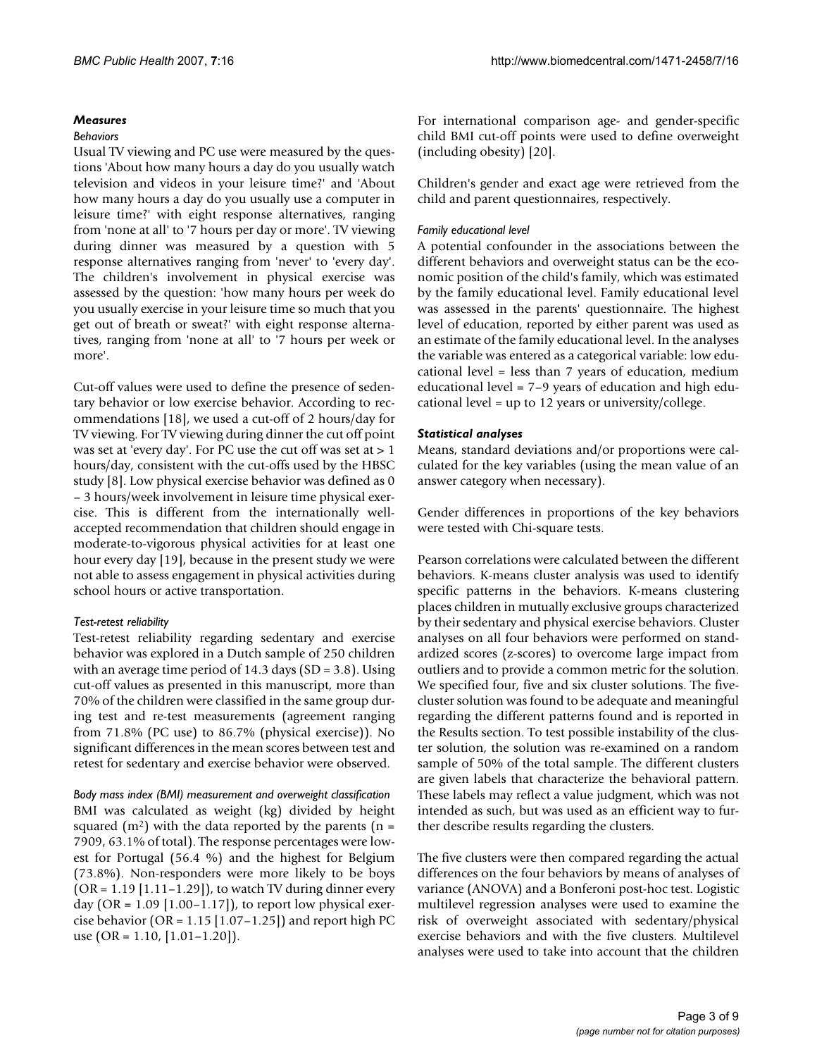### *Measures*

#### *Behaviors*

Usual TV viewing and PC use were measured by the questions 'About how many hours a day do you usually watch television and videos in your leisure time?' and 'About how many hours a day do you usually use a computer in leisure time?' with eight response alternatives, ranging from 'none at all' to '7 hours per day or more'. TV viewing during dinner was measured by a question with 5 response alternatives ranging from 'never' to 'every day'. The children's involvement in physical exercise was assessed by the question: 'how many hours per week do you usually exercise in your leisure time so much that you get out of breath or sweat?' with eight response alternatives, ranging from 'none at all' to '7 hours per week or more'.

Cut-off values were used to define the presence of sedentary behavior or low exercise behavior. According to recommendations [18], we used a cut-off of 2 hours/day for TV viewing. For TV viewing during dinner the cut off point was set at 'every day'. For PC use the cut off was set at > 1 hours/day, consistent with the cut-offs used by the HBSC study [8]. Low physical exercise behavior was defined as 0 – 3 hours/week involvement in leisure time physical exercise. This is different from the internationally well-accepted recommendation that children should engage in moderate-to-vigorous physical activities for at least one hour every day [19], because in the present study we were not able to assess engagement in physical activities during school hours or active transportation.

#### *Test-retest reliability*

Test-retest reliability regarding sedentary and exercise behavior was explored in a Dutch sample of 250 children with an average time period of 14.3 days (SD = 3.8). Using cut-off values as presented in this manuscript, more than 70% of the children were classified in the same group during test and re-test measurements (agreement ranging from 71.8% (PC use) to 86.7% (physical exercise)). No significant differences in the mean scores between test and retest for sedentary and exercise behavior were observed.

#### *Body mass index (BMI) measurement and overweight classification*

BMI was calculated as weight (kg) divided by height squared ($m^2$) with the data reported by the parents (n = 7909, 63.1% of total). The response percentages were lowest for Portugal (56.4 %) and the highest for Belgium (73.8%). Non-responders were more likely to be boys (OR = 1.19 [1.11–1.29]), to watch TV during dinner every day (OR = 1.09 [1.00–1.17]), to report low physical exercise behavior (OR = 1.15 [1.07–1.25]) and report high PC use (OR = 1.10, [1.01–1.20]).

For international comparison age- and gender-specific child BMI cut-off points were used to define overweight (including obesity) [20].

Children's gender and exact age were retrieved from the child and parent questionnaires, respectively.

#### *Family educational level*

A potential confounder in the associations between the different behaviors and overweight status can be the economic position of the child's family, which was estimated by the family educational level. Family educational level was assessed in the parents' questionnaire. The highest level of education, reported by either parent was used as an estimate of the family educational level. In the analyses the variable was entered as a categorical variable: low educational level = less than 7 years of education, medium educational level = 7–9 years of education and high educational level = up to 12 years or university/college.

### *Statistical analyses*

Means, standard deviations and/or proportions were calculated for the key variables (using the mean value of an answer category when necessary).

Gender differences in proportions of the key behaviors were tested with Chi-square tests.

Pearson correlations were calculated between the different behaviors. K-means cluster analysis was used to identify specific patterns in the behaviors. K-means clustering places children in mutually exclusive groups characterized by their sedentary and physical exercise behaviors. Cluster analyses on all four behaviors were performed on standardized scores (z-scores) to overcome large impact from outliers and to provide a common metric for the solution. We specified four, five and six cluster solutions. The five-cluster solution was found to be adequate and meaningful regarding the different patterns found and is reported in the Results section. To test possible instability of the cluster solution, the solution was re-examined on a random sample of 50% of the total sample. The different clusters are given labels that characterize the behavioral pattern. These labels may reflect a value judgment, which was not intended as such, but was used as an efficient way to further describe results regarding the clusters.

The five clusters were then compared regarding the actual differences on the four behaviors by means of analyses of variance (ANOVA) and a Bonferoni post-hoc test. Logistic multilevel regression analyses were used to examine the risk of overweight associated with sedentary/physical exercise behaviors and with the five clusters. Multilevel analyses were used to take into account that the children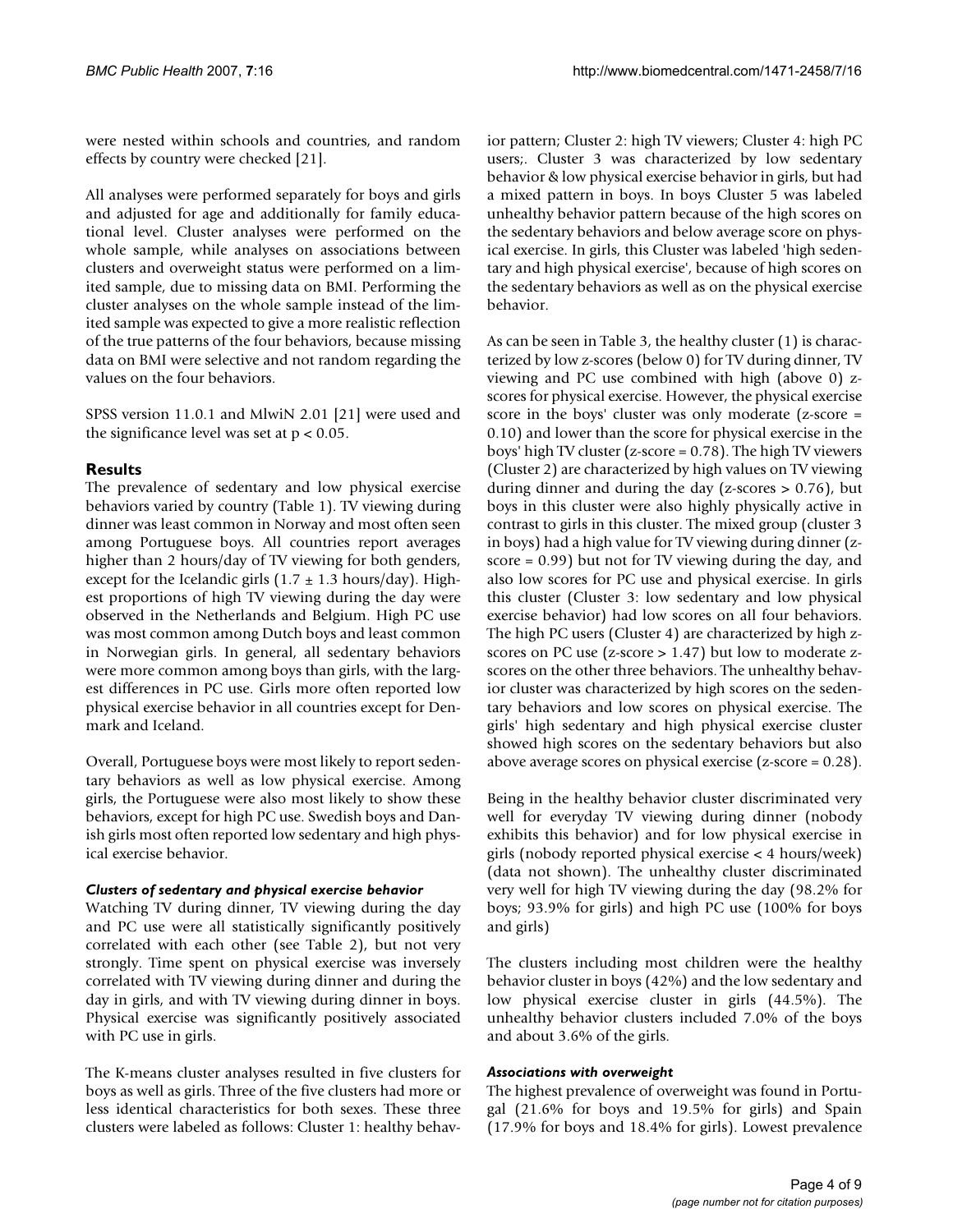were nested within schools and countries, and random effects by country were checked [21].

All analyses were performed separately for boys and girls and adjusted for age and additionally for family educational level. Cluster analyses were performed on the whole sample, while analyses on associations between clusters and overweight status were performed on a limited sample, due to missing data on BMI. Performing the cluster analyses on the whole sample instead of the limited sample was expected to give a more realistic reflection of the true patterns of the four behaviors, because missing data on BMI were selective and not random regarding the values on the four behaviors.

SPSS version 11.0.1 and MlwiN 2.01 [21] were used and the significance level was set at $p < 0.05$.

## Results

The prevalence of sedentary and low physical exercise behaviors varied by country (Table 1). TV viewing during dinner was least common in Norway and most often seen among Portuguese boys. All countries report averages higher than 2 hours/day of TV viewing for both genders, except for the Icelandic girls ($1.7 \pm 1.3$ hours/day). Highest proportions of high TV viewing during the day were observed in the Netherlands and Belgium. High PC use was most common among Dutch boys and least common in Norwegian girls. In general, all sedentary behaviors were more common among boys than girls, with the largest differences in PC use. Girls more often reported low physical exercise behavior in all countries except for Denmark and Iceland.

Overall, Portuguese boys were most likely to report sedentary behaviors as well as low physical exercise. Among girls, the Portuguese were also most likely to show these behaviors, except for high PC use. Swedish boys and Danish girls most often reported low sedentary and high physical exercise behavior.

### *Clusters of sedentary and physical exercise behavior*

Watching TV during dinner, TV viewing during the day and PC use were all statistically significantly positively correlated with each other (see Table 2), but not very strongly. Time spent on physical exercise was inversely correlated with TV viewing during dinner and during the day in girls, and with TV viewing during dinner in boys. Physical exercise was significantly positively associated with PC use in girls.

The K-means cluster analyses resulted in five clusters for boys as well as girls. Three of the five clusters had more or less identical characteristics for both sexes. These three clusters were labeled as follows: Cluster 1: healthy behavior pattern; Cluster 2: high TV viewers; Cluster 4: high PC users;. Cluster 3 was characterized by low sedentary behavior & low physical exercise behavior in girls, but had a mixed pattern in boys. In boys Cluster 5 was labeled unhealthy behavior pattern because of the high scores on the sedentary behaviors and below average score on physical exercise. In girls, this Cluster was labeled 'high sedentary and high physical exercise', because of high scores on the sedentary behaviors as well as on the physical exercise behavior.

As can be seen in Table 3, the healthy cluster (1) is characterized by low z-scores (below 0) for TV during dinner, TV viewing and PC use combined with high (above 0) z-scores for physical exercise. However, the physical exercise score in the boys' cluster was only moderate (z-score = 0.10) and lower than the score for physical exercise in the boys' high TV cluster (z-score = 0.78). The high TV viewers (Cluster 2) are characterized by high values on TV viewing during dinner and during the day (z-scores > 0.76), but boys in this cluster were also highly physically active in contrast to girls in this cluster. The mixed group (cluster 3 in boys) had a high value for TV viewing during dinner (z-score = 0.99) but not for TV viewing during the day, and also low scores for PC use and physical exercise. In girls this cluster (Cluster 3: low sedentary and low physical exercise behavior) had low scores on all four behaviors. The high PC users (Cluster 4) are characterized by high z-scores on PC use (z-score > 1.47) but low to moderate z-scores on the other three behaviors. The unhealthy behavior cluster was characterized by high scores on the sedentary behaviors and low scores on physical exercise. The girls' high sedentary and high physical exercise cluster showed high scores on the sedentary behaviors but also above average scores on physical exercise (z-score = 0.28).

Being in the healthy behavior cluster discriminated very well for everyday TV viewing during dinner (nobody exhibits this behavior) and for low physical exercise in girls (nobody reported physical exercise < 4 hours/week) (data not shown). The unhealthy cluster discriminated very well for high TV viewing during the day (98.2% for boys; 93.9% for girls) and high PC use (100% for boys and girls)

The clusters including most children were the healthy behavior cluster in boys (42%) and the low sedentary and low physical exercise cluster in girls (44.5%). The unhealthy behavior clusters included 7.0% of the boys and about 3.6% of the girls.

### *Associations with overweight*

The highest prevalence of overweight was found in Portugal (21.6% for boys and 19.5% for girls) and Spain (17.9% for boys and 18.4% for girls). Lowest prevalence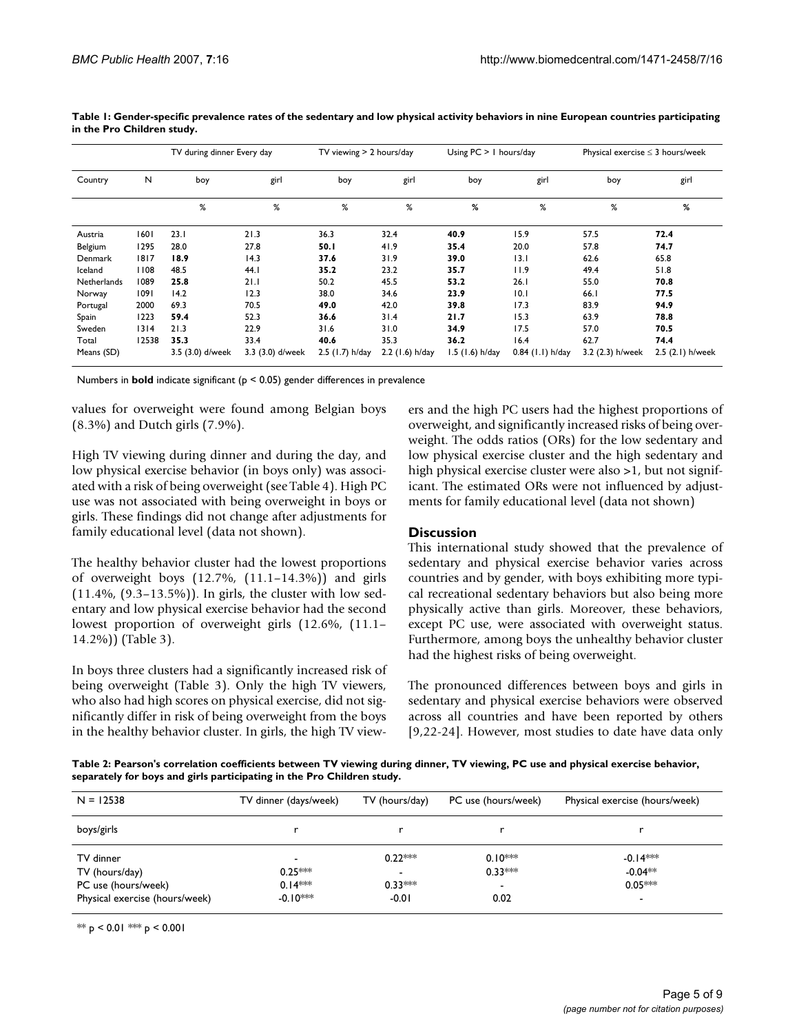**Table 1: Gender-specific prevalence rates of the sedentary and low physical activity behaviors in nine European countries participating in the Pro Children study.**

| | | TV during dinner Every day | | TV viewing > 2 hours/day | | Using PC > 1 hours/day | | Physical exercise ≤ 3 hours/week | |
|---|---|---|---|---|---|---|---|---|---|
| Country | N | boy | girl | boy | girl | boy | girl | boy | girl |
| | | % | % | % | % | % | % | % | % |
| Austria | 1601 | 23.1 | 21.3 | 36.3 | 32.4 | **40.9** | 15.9 | 57.5 | **72.4** |
| Belgium | 1295 | 28.0 | 27.8 | **50.1** | 41.9 | **35.4** | 20.0 | 57.8 | **74.7** |
| Denmark | 1817 | **18.9** | 14.3 | **37.6** | 31.9 | **39.0** | 13.1 | 62.6 | 65.8 |
| Iceland | 1108 | 48.5 | 44.1 | **35.2** | 23.2 | **35.7** | 11.9 | 49.4 | 51.8 |
| Netherlands | 1089 | **25.8** | 21.1 | 50.2 | 45.5 | **53.2** | 26.1 | 55.0 | **70.8** |
| Norway | 1091 | 14.2 | 12.3 | 38.0 | 34.6 | **23.9** | 10.1 | 66.1 | **77.5** |
| Portugal | 2000 | 69.3 | 70.5 | **49.0** | 42.0 | **39.8** | 17.3 | 83.9 | **94.9** |
| Spain | 1223 | **59.4** | 52.3 | **36.6** | 31.4 | **21.7** | 15.3 | 63.9 | **78.8** |
| Sweden | 1314 | 21.3 | 22.9 | 31.6 | 31.0 | **34.9** | 17.5 | 57.0 | **70.5** |
| Total | 12538 | **35.3** | 33.4 | **40.6** | 35.3 | **36.2** | 16.4 | 62.7 | **74.4** |
| Means (SD) | | 3.5 (3.0) d/week | 3.3 (3.0) d/week | 2.5 (1.7) h/day | 2.2 (1.6) h/day | 1.5 (1.6) h/day | 0.84 (1.1) h/day | 3.2 (2.3) h/week | 2.5 (2.1) h/week |

Numbers in **bold** indicate significant ($p < 0.05$) gender differences in prevalence

values for overweight were found among Belgian boys (8.3%) and Dutch girls (7.9%).

High TV viewing during dinner and during the day, and low physical exercise behavior (in boys only) was associated with a risk of being overweight (see Table 4). High PC use was not associated with being overweight in boys or girls. These findings did not change after adjustments for family educational level (data not shown).

The healthy behavior cluster had the lowest proportions of overweight boys (12.7%, (11.1–14.3%)) and girls (11.4%, (9.3–13.5%)). In girls, the cluster with low sedentary and low physical exercise behavior had the second lowest proportion of overweight girls (12.6%, (11.1–14.2%)) (Table 3).

In boys three clusters had a significantly increased risk of being overweight (Table 3). Only the high TV viewers, who also had high scores on physical exercise, did not significantly differ in risk of being overweight from the boys in the healthy behavior cluster. In girls, the high TV viewers and the high PC users had the highest proportions of overweight, and significantly increased risks of being overweight. The odds ratios (ORs) for the low sedentary and low physical exercise cluster and the high sedentary and high physical exercise cluster were also >1, but not significant. The estimated ORs were not influenced by adjustments for family educational level (data not shown)

## Discussion

This international study showed that the prevalence of sedentary and physical exercise behavior varies across countries and by gender, with boys exhibiting more typical recreational sedentary behaviors but also being more physically active than girls. Moreover, these behaviors, except PC use, were associated with overweight status. Furthermore, among boys the unhealthy behavior cluster had the highest risks of being overweight.

The pronounced differences between boys and girls in sedentary and physical exercise behaviors were observed across all countries and have been reported by others [9,22-24]. However, most studies to date have data only

**Table 2: Pearson's correlation coefficients between TV viewing during dinner, TV viewing, PC use and physical exercise behavior, separately for boys and girls participating in the Pro Children study.**

| N = 12538 | TV dinner (days/week) | TV (hours/day) | PC use (hours/week) | Physical exercise (hours/week) |
|---|---|---|---|---|
| boys/girls | r | r | r | r |
| TV dinner | - | 0.22*** | 0.10*** | -0.14*** |
| TV (hours/day) | 0.25*** | - | 0.33*** | -0.04** |
| PC use (hours/week) | 0.14*** | 0.33*** | - | 0.05*** |
| Physical exercise (hours/week) | -0.10*** | -0.01 | 0.02 | - |

** $p < 0.01$ *** $p < 0.001$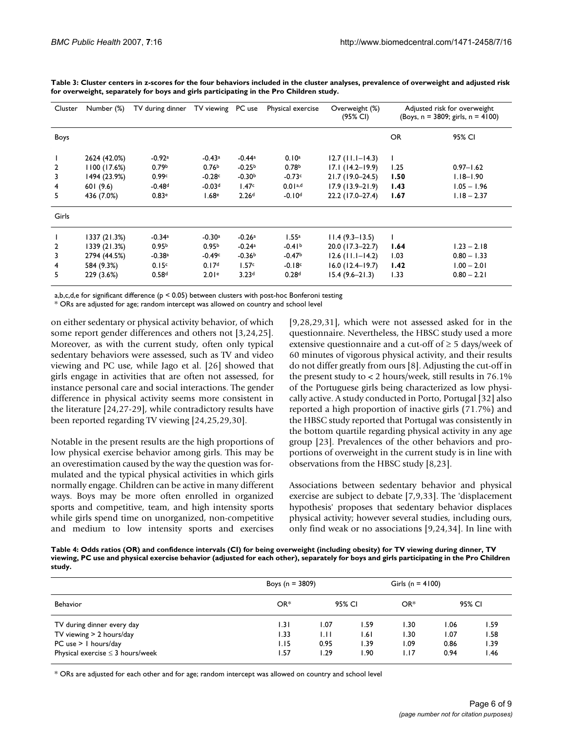**Table 3: Cluster centers in z-scores for the four behaviors included in the cluster analyses, prevalence of overweight and adjusted risk for overweight, separately for boys and girls participating in the Pro Children study.**

| Cluster | Number (%) | TV during dinner | TV viewing | PC use | Physical exercise | Overweight (%) (95% CI) | Adjusted risk for overweight (Boys, n = 3809; girls, n = 4100) | |
|---|---|---|---|---|---|---|---|---|
| Boys | | | | | | | OR | 95% CI |
| 1 | 2624 (42.0%) | -0.92[a] | -0.43[a] | -0.44[a] | 0.10[a] | 12.7 (11.1–14.3) | 1 | |
| 2 | 1100 (17.6%) | 0.79[b] | 0.76[b] | -0.25[b] | 0.78[b] | 17.1 (14.2–19.9) | 1.25 | 0.97–1.62 |
| 3 | 1494 (23.9%) | 0.99[c] | -0.28[c] | -0.30[b] | -0.73[c] | 21.7 (19.0–24.5) | **1.50** | 1.18–1.90 |
| 4 | 601 (9.6) | -0.48[d] | -0.03[d] | 1.47[c] | 0.01[a,d] | 17.9 (13.9–21.9) | **1.43** | 1.05 – 1.96 |
| 5 | 436 (7.0%) | 0.83[e] | 1.68[e] | 2.26[d] | -0.10[d] | 22.2 (17.0–27.4) | **1.67** | 1.18 – 2.37 |
| Girls | | | | | | | | |
| 1 | 1337 (21.3%) | -0.34[a] | -0.30[a] | -0.26[a] | 1.55[a] | 11.4 (9.3–13.5) | 1 | |
| 2 | 1339 (21.3%) | 0.95[b] | 0.95[b] | -0.24[a] | -0.41[b] | 20.0 (17.3–22.7) | **1.64** | 1.23 – 2.18 |
| 3 | 2794 (44.5%) | -0.38[a] | -0.49[c] | -0.36[b] | -0.47[b] | 12.6 (11.1–14.2) | 1.03 | 0.80 – 1.33 |
| 4 | 584 (9.3%) | 0.15[c] | 0.17[d] | 1.57[c] | -0.18[c] | 16.0 (12.4–19.7) | **1.42** | 1.00 – 2.01 |
| 5 | 229 (3.6%) | 0.58[d] | 2.01[e] | 3.23[d] | 0.28[d] | 15.4 (9.6–21.3) | 1.33 | 0.80 – 2.21 |

a,b,c,d,e for significant difference ($p < 0.05$) between clusters with post-hoc Bonferoni testing

* ORs are adjusted for age; random intercept was allowed on country and school level

on either sedentary or physical activity behavior, of which some report gender differences and others not [3,24,25]. Moreover, as with the current study, often only typical sedentary behaviors were assessed, such as TV and video viewing and PC use, while Jago et al. [26] showed that girls engage in activities that are often not assessed, for instance personal care and social interactions. The gender difference in physical activity seems more consistent in the literature [24,27-29], while contradictory results have been reported regarding TV viewing [24,25,29,30].

Notable in the present results are the high proportions of low physical exercise behavior among girls. This may be an overestimation caused by the way the question was formulated and the typical physical activities in which girls normally engage. Children can be active in many different ways. Boys may be more often enrolled in organized sports and competitive, team, and high intensity sports while girls spend time on unorganized, non-competitive and medium to low intensity sports and exercises [9,28,29,31], which were not assessed asked for in the questionnaire. Nevertheless, the HBSC study used a more extensive questionnaire and a cut-off of ≥ 5 days/week of 60 minutes of vigorous physical activity, and their results do not differ greatly from ours [8]. Adjusting the cut-off in the present study to < 2 hours/week, still results in 76.1% of the Portuguese girls being characterized as low physically active. A study conducted in Porto, Portugal [32] also reported a high proportion of inactive girls (71.7%) and the HBSC study reported that Portugal was consistently in the bottom quartile regarding physical activity in any age group [23]. Prevalences of the other behaviors and proportions of overweight in the current study is in line with observations from the HBSC study [8,23].

Associations between sedentary behavior and physical exercise are subject to debate [7,9,33]. The 'displacement hypothesis' proposes that sedentary behavior displaces physical activity; however several studies, including ours, only find weak or no associations [9,24,34]. In line with

**Table 4: Odds ratios (OR) and confidence intervals (CI) for being overweight (including obesity) for TV viewing during dinner, TV viewing, PC use and physical exercise behavior (adjusted for each other), separately for boys and girls participating in the Pro Children study.**

| | Boys (n = 3809) | | | Girls (n = 4100) | | |
|---|---|---|---|---|---|---|
| Behavior | OR* | 95% CI | | OR* | 95% CI | |
| TV during dinner every day | 1.31 | 1.07 | 1.59 | 1.30 | 1.06 | 1.59 |
| TV viewing > 2 hours/day | 1.33 | 1.11 | 1.61 | 1.30 | 1.07 | 1.58 |
| PC use > 1 hours/day | 1.15 | 0.95 | 1.39 | 1.09 | 0.86 | 1.39 |
| Physical exercise ≤ 3 hours/week | 1.57 | 1.29 | 1.90 | 1.17 | 0.94 | 1.46 |

* ORs are adjusted for each other and for age; random intercept was allowed on country and school level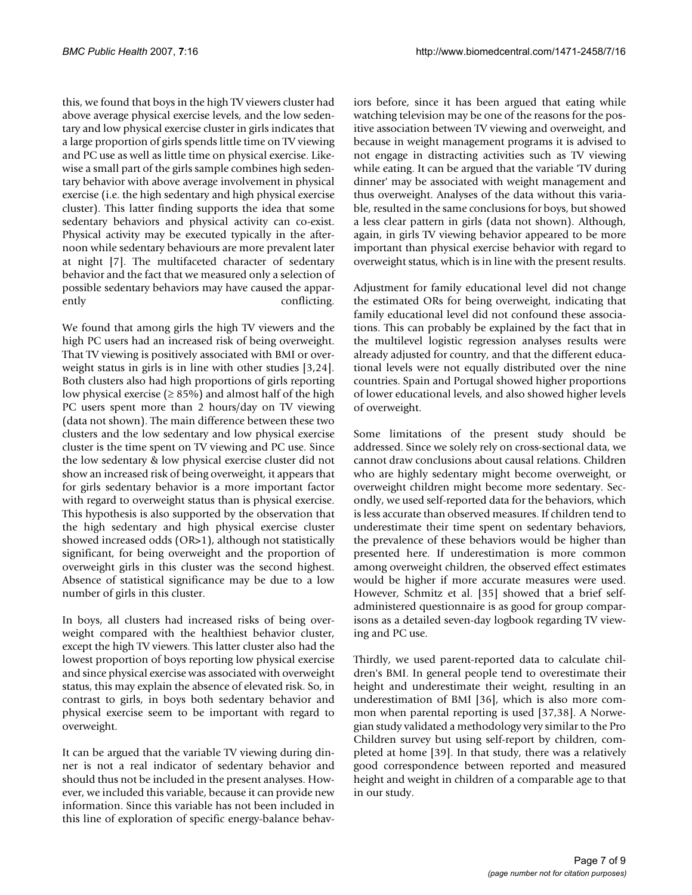this, we found that boys in the high TV viewers cluster had above average physical exercise levels, and the low sedentary and low physical exercise cluster in girls indicates that a large proportion of girls spends little time on TV viewing and PC use as well as little time on physical exercise. Likewise a small part of the girls sample combines high sedentary behavior with above average involvement in physical exercise (i.e. the high sedentary and high physical exercise cluster). This latter finding supports the idea that some sedentary behaviors and physical activity can co-exist. Physical activity may be executed typically in the afternoon while sedentary behaviours are more prevalent later at night [7]. The multifaceted character of sedentary behavior and the fact that we measured only a selection of possible sedentary behaviors may have caused the apparently conflicting.

We found that among girls the high TV viewers and the high PC users had an increased risk of being overweight. That TV viewing is positively associated with BMI or overweight status in girls is in line with other studies [3,24]. Both clusters also had high proportions of girls reporting low physical exercise ($\geq$ 85%) and almost half of the high PC users spent more than 2 hours/day on TV viewing (data not shown). The main difference between these two clusters and the low sedentary and low physical exercise cluster is the time spent on TV viewing and PC use. Since the low sedentary & low physical exercise cluster did not show an increased risk of being overweight, it appears that for girls sedentary behavior is a more important factor with regard to overweight status than is physical exercise. This hypothesis is also supported by the observation that the high sedentary and high physical exercise cluster showed increased odds (OR>1), although not statistically significant, for being overweight and the proportion of overweight girls in this cluster was the second highest. Absence of statistical significance may be due to a low number of girls in this cluster.

In boys, all clusters had increased risks of being overweight compared with the healthiest behavior cluster, except the high TV viewers. This latter cluster also had the lowest proportion of boys reporting low physical exercise and since physical exercise was associated with overweight status, this may explain the absence of elevated risk. So, in contrast to girls, in boys both sedentary behavior and physical exercise seem to be important with regard to overweight.

It can be argued that the variable TV viewing during dinner is not a real indicator of sedentary behavior and should thus not be included in the present analyses. However, we included this variable, because it can provide new information. Since this variable has not been included in this line of exploration of specific energy-balance behaviors before, since it has been argued that eating while watching television may be one of the reasons for the positive association between TV viewing and overweight, and because in weight management programs it is advised to not engage in distracting activities such as TV viewing while eating. It can be argued that the variable 'TV during dinner' may be associated with weight management and thus overweight. Analyses of the data without this variable, resulted in the same conclusions for boys, but showed a less clear pattern in girls (data not shown). Although, again, in girls TV viewing behavior appeared to be more important than physical exercise behavior with regard to overweight status, which is in line with the present results.

Adjustment for family educational level did not change the estimated ORs for being overweight, indicating that family educational level did not confound these associations. This can probably be explained by the fact that in the multilevel logistic regression analyses results were already adjusted for country, and that the different educational levels were not equally distributed over the nine countries. Spain and Portugal showed higher proportions of lower educational levels, and also showed higher levels of overweight.

Some limitations of the present study should be addressed. Since we solely rely on cross-sectional data, we cannot draw conclusions about causal relations. Children who are highly sedentary might become overweight, or overweight children might become more sedentary. Secondly, we used self-reported data for the behaviors, which is less accurate than observed measures. If children tend to underestimate their time spent on sedentary behaviors, the prevalence of these behaviors would be higher than presented here. If underestimation is more common among overweight children, the observed effect estimates would be higher if more accurate measures were used. However, Schmitz et al. [35] showed that a brief self-administered questionnaire is as good for group comparisons as a detailed seven-day logbook regarding TV viewing and PC use.

Thirdly, we used parent-reported data to calculate children's BMI. In general people tend to overestimate their height and underestimate their weight, resulting in an underestimation of BMI [36], which is also more common when parental reporting is used [37,38]. A Norwegian study validated a methodology very similar to the Pro Children survey but using self-report by children, completed at home [39]. In that study, there was a relatively good correspondence between reported and measured height and weight in children of a comparable age to that in our study.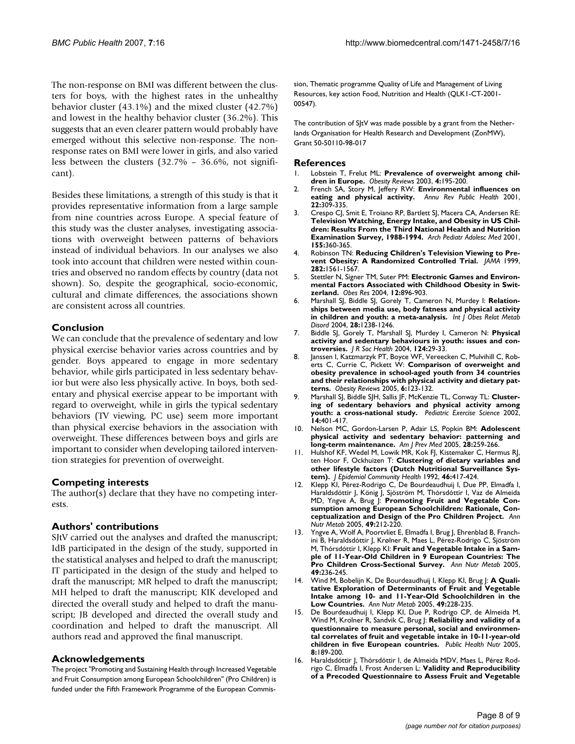The non-response on BMI was different between the clusters for boys, with the highest rates in the unhealthy behavior cluster (43.1%) and the mixed cluster (42.7%) and lowest in the healthy behavior cluster (36.2%). This suggests that an even clearer pattern would probably have emerged without this selective non-response. The non-response rates on BMI were lower in girls, and also varied less between the clusters (32.7% – 36.6%, not significant).

Besides these limitations, a strength of this study is that it provides representative information from a large sample from nine countries across Europe. A special feature of this study was the cluster analyses, investigating associations with overweight between patterns of behaviors instead of individual behaviors. In our analyses we also took into account that children were nested within countries and observed no random effects by country (data not shown). So, despite the geographical, socio-economic, cultural and climate differences, the associations shown are consistent across all countries.

## Conclusion

We can conclude that the prevalence of sedentary and low physical exercise behavior varies across countries and by gender. Boys appeared to engage in more sedentary behavior, while girls participated in less sedentary behavior but were also less physically active. In boys, both sedentary and physical exercise appear to be important with regard to overweight, while in girls the typical sedentary behaviors (TV viewing, PC use) seem more important than physical exercise behaviors in the association with overweight. These differences between boys and girls are important to consider when developing tailored intervention strategies for prevention of overweight.

## Competing interests

The author(s) declare that they have no competing interests.

## Authors' contributions

SJtV carried out the analyses and drafted the manuscript; IdB participated in the design of the study, supported in the statistical analyses and helped to draft the manuscript; IT participated in the design of the study and helped to draft the manuscript; MR helped to draft the manuscript; MH helped to draft the manuscript; KIK developed and directed the overall study and helped to draft the manuscript; JB developed and directed the overall study and coordination and helped to draft the manuscript. All authors read and approved the final manuscript.

## Acknowledgements

The project "Promoting and Sustaining Health through Increased Vegetable and Fruit Consumption among European Schoolchildren" (Pro Children) is funded under the Fifth Framework Programme of the European Commission, Thematic programme Quality of Life and Management of Living Resources, key action Food, Nutrition and Health (QLK1-CT-2001-00547).

The contribution of SJtV was made possible by a grant from the Netherlands Organisation for Health Research and Development (ZonMW), Grant 50-50110-98-017

## References

1. Lobstein T, Frelut ML: **Prevalence of overweight among children in Europe.** *Obesity Reviews* 2003, **4:**195-200.
2. French SA, Story M, Jeffery RW: **Environmental influences on eating and physical activity.** *Annu Rev Public Health* 2001, **22:**309-335.
3. Crespo CJ, Smit E, Troiano RP, Bartlett SJ, Macera CA, Andersen RE: **Television Watching, Energy Intake, and Obesity in US Children: Results From the Third National Health and Nutrition Examination Survey, 1988-1994.** *Arch Pediatr Adolesc Med* 2001, **155:**360-365.
4. Robinson TN: **Reducing Children's Television Viewing to Prevent Obesity: A Randomized Controlled Trial.** *JAMA* 1999, **282:**1561-1567.
5. Stettler N, Signer TM, Suter PM: **Electronic Games and Environmental Factors Associated with Childhood Obesity in Switzerland.** *Obes Res* 2004, **12:**896-903.
6. Marshall SJ, Biddle SJ, Gorely T, Cameron N, Murdey I: **Relationships between media use, body fatness and physical activity in children and youth: a meta-analysis.** *Int J Obes Relat Metab Disord* 2004, **28:**1238-1246.
7. Biddle SJ, Gorely T, Marshall SJ, Murdey I, Cameron N: **Physical activity and sedentary behaviours in youth: issues and controversies.** *J R Soc Health* 2004, **124:**29-33.
8. Janssen I, Katzmarzyk PT, Boyce WF, Vereecken C, Mulvihill C, Roberts C, Currie C, Pickett W: **Comparison of overweight and obesity prevalence in school-aged youth from 34 countries and their relationships with physical activity and dietary patterns.** *Obesity Reviews* 2005, **6:**123-132.
9. Marshall SJ, Biddle SJH, Sallis JF, McKenzie TL, Conway TL: **Clustering of sedentary behaviors and physical activity among youth: a cross-national study.** *Pediatric Exercise Science* 2002, **14:**401-417.
10. Nelson MC, Gordon-Larsen P, Adair LS, Popkin BM: **Adolescent physical activity and sedentary behavior: patterning and long-term maintenance.** *Am J Prev Med* 2005, **28:**259-266.
11. Hulshof KF, Wedel M, Lowik MR, Kok FJ, Kistemaker C, Hermus RJ, ten Hoor F, Ockhuizen T: **Clustering of dietary variables and other lifestyle factors (Dutch Nutritional Surveillance System).** *J Epidemiol Community Health* 1992, **46:**417-424.
12. Klepp KI, Pérez-Rodrigo C, De Bourdeaudhuij I, Due PP, Elmadfa I, Haraldsdóttir J, König J, Sjöström M, Thórsdóttir I, Vaz de Almeida MD, Yngve A, Brug J: **Promoting Fruit and Vegetable Consumption among European Schoolchildren: Rationale, Conceptualization and Design of the Pro Children Project.** *Ann Nutr Metab* 2005, **49:**212-220.
13. Yngve A, Wolf A, Poortvliet E, Elmadfa I, Brug J, Ehrenblad B, Franchini B, Haraldsdóttir J, Krølner R, Maes L, Pérez-Rodrigo C, Sjöström M, Thórsdóttir I, Klepp KI: **Fruit and Vegetable Intake in a Sample of 11-Year-Old Children in 9 European Countries: The Pro Children Cross-Sectional Survey.** *Ann Nutr Metab* 2005, **49:**236-245.
14. Wind M, Bobelijn K, De Bourdeaudhuij I, Klepp KI, Brug J: **A Qualitative Exploration of Determinants of Fruit and Vegetable Intake among 10- and 11-Year-Old Schoolchildren in the Low Countries.** *Ann Nutr Metab* 2005, **49:**228-235.
15. De Bourdeaudhuij I, Klepp KI, Due P, Rodrigo CP, de Almeida M, Wind M, Krolner R, Sandvik C, Brug J: **Reliability and validity of a questionnaire to measure personal, social and environmental correlates of fruit and vegetable intake in 10-11-year-old children in five European countries.** *Public Health Nutr* 2005, **8:**189-200.
16. Haraldsdóttir J, Thórsdóttir I, de Almeida MDV, Maes L, Pérez Rodrigo C, Elmadfa I, Frost Andersen L: **Validity and Reproducibility of a Precoded Questionnaire to Assess Fruit and Vegetable**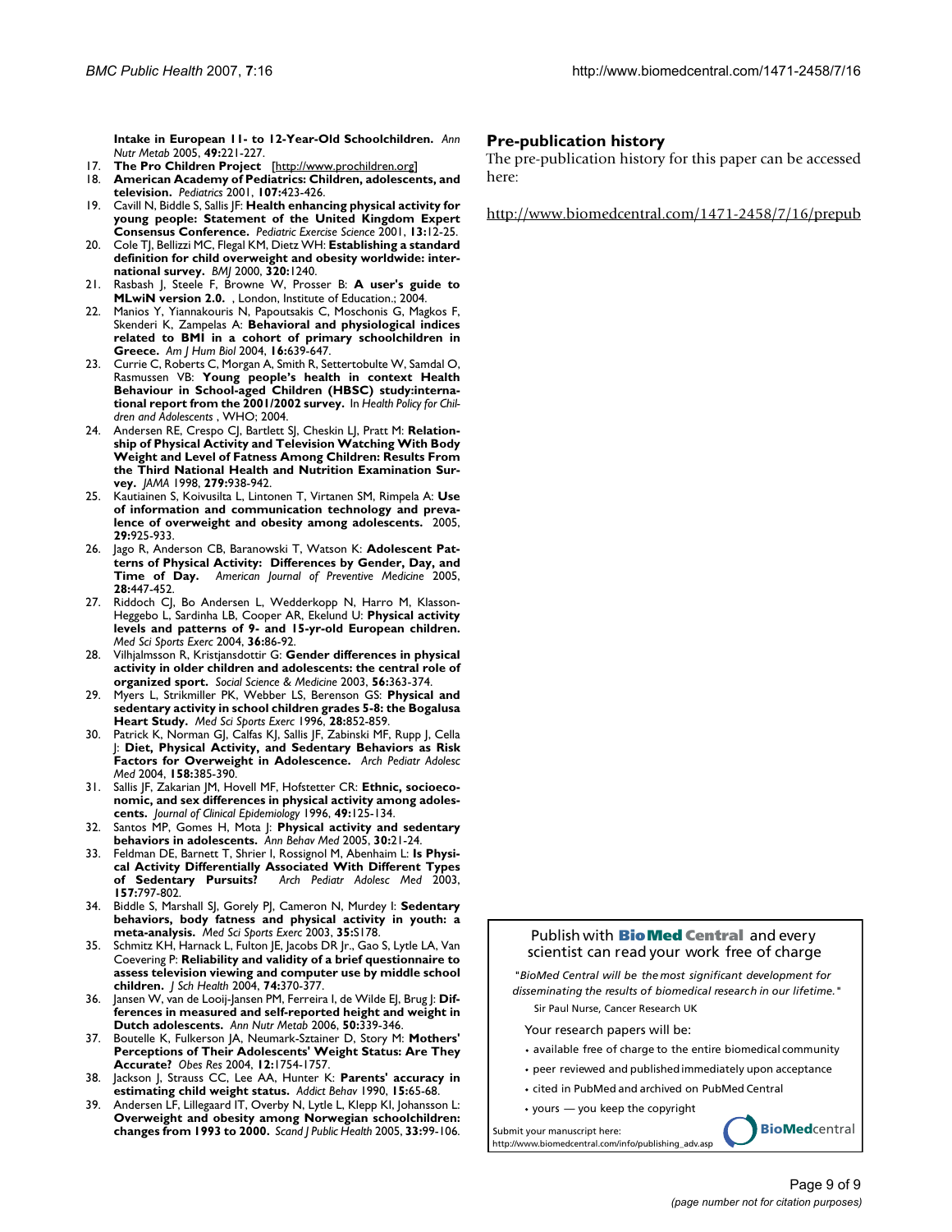**Intake in European 11- to 12-Year-Old Schoolchildren.** *Ann Nutr Metab* 2005, **49:**221-227.

17. **The Pro Children Project** [http://www.prochildren.org]
18. **American Academy of Pediatrics: Children, adolescents, and television.** *Pediatrics* 2001, **107:**423-426.
19. Cavill N, Biddle S, Sallis JF: **Health enhancing physical activity for young people: Statement of the United Kingdom Expert Consensus Conference.** *Pediatric Exercise Science* 2001, **13:**12-25.
20. Cole TJ, Bellizzi MC, Flegal KM, Dietz WH: **Establishing a standard definition for child overweight and obesity worldwide: international survey.** *BMJ* 2000, **320:**1240.
21. Rasbash J, Steele F, Browne W, Prosser B: **A user's guide to MLwiN version 2.0.** , London, Institute of Education.; 2004.
22. Manios Y, Yiannakouris N, Papoutsakis C, Moschonis G, Magkos F, Skenderi K, Zampelas A: **Behavioral and physiological indices related to BMI in a cohort of primary schoolchildren in Greece.** *Am J Hum Biol* 2004, **16:**639-647.
23. Currie C, Roberts C, Morgan A, Smith R, Settertobulte W, Samdal O, Rasmussen VB: **Young people's health in context Health Behaviour in School-aged Children (HBSC) study:international report from the 2001/2002 survey.** In *Health Policy for Children and Adolescents* , WHO; 2004.
24. Andersen RE, Crespo CJ, Bartlett SJ, Cheskin LJ, Pratt M: **Relationship of Physical Activity and Television Watching With Body Weight and Level of Fatness Among Children: Results From the Third National Health and Nutrition Examination Survey.** *JAMA* 1998, **279:**938-942.
25. Kautiainen S, Koivusilta L, Lintonen T, Virtanen SM, Rimpela A: **Use of information and communication technology and prevalence of overweight and obesity among adolescents.** 2005, **29:**925-933.
26. Jago R, Anderson CB, Baranowski T, Watson K: **Adolescent Patterns of Physical Activity: Differences by Gender, Day, and Time of Day.** *American Journal of Preventive Medicine* 2005, **28:**447-452.
27. Riddoch CJ, Bo Andersen L, Wedderkopp N, Harro M, Klasson-Heggebo L, Sardinha LB, Cooper AR, Ekelund U: **Physical activity levels and patterns of 9- and 15-yr-old European children.** *Med Sci Sports Exerc* 2004, **36:**86-92.
28. Vilhjalmsson R, Kristjansdottir G: **Gender differences in physical activity in older children and adolescents: the central role of organized sport.** *Social Science & Medicine* 2003, **56:**363-374.
29. Myers L, Strikmiller PK, Webber LS, Berenson GS: **Physical and sedentary activity in school children grades 5-8: the Bogalusa Heart Study.** *Med Sci Sports Exerc* 1996, **28:**852-859.
30. Patrick K, Norman GJ, Calfas KJ, Sallis JF, Zabinski MF, Rupp J, Cella J: **Diet, Physical Activity, and Sedentary Behaviors as Risk Factors for Overweight in Adolescence.** *Arch Pediatr Adolesc Med* 2004, **158:**385-390.
31. Sallis JF, Zakarian JM, Hovell MF, Hofstetter CR: **Ethnic, socioeconomic, and sex differences in physical activity among adolescents.** *Journal of Clinical Epidemiology* 1996, **49:**125-134.
32. Santos MP, Gomes H, Mota J: **Physical activity and sedentary behaviors in adolescents.** *Ann Behav Med* 2005, **30:**21-24.
33. Feldman DE, Barnett T, Shrier I, Rossignol M, Abenhaim L: **Is Physical Activity Differentially Associated With Different Types of Sedentary Pursuits?** *Arch Pediatr Adolesc Med* 2003, **157:**797-802.
34. Biddle S, Marshall SJ, Gorely PJ, Cameron N, Murdey I: **Sedentary behaviors, body fatness and physical activity in youth: a meta-analysis.** *Med Sci Sports Exerc* 2003, **35:**S178.
35. Schmitz KH, Harnack L, Fulton JE, Jacobs DR Jr., Gao S, Lytle LA, Van Coevering P: **Reliability and validity of a brief questionnaire to assess television viewing and computer use by middle school children.** *J Sch Health* 2004, **74:**370-377.
36. Jansen W, van de Looij-Jansen PM, Ferreira I, de Wilde EJ, Brug J: **Differences in measured and self-reported height and weight in Dutch adolescents.** *Ann Nutr Metab* 2006, **50:**339-346.
37. Boutelle K, Fulkerson JA, Neumark-Sztainer D, Story M: **Mothers' Perceptions of Their Adolescents' Weight Status: Are They Accurate?** *Obes Res* 2004, **12:**1754-1757.
38. Jackson J, Strauss CC, Lee AA, Hunter K: **Parents' accuracy in estimating child weight status.** *Addict Behav* 1990, **15:**65-68.
39. Andersen LF, Lillegaard IT, Overby N, Lytle L, Klepp KI, Johansson L: **Overweight and obesity among Norwegian schoolchildren: changes from 1993 to 2000.** *Scand J Public Health* 2005, **33:**99-106.

## Pre-publication history

The pre-publication history for this paper can be accessed here:

http://www.biomedcentral.com/1471-2458/7/16/prepub

Publish with **BioMed Central** and every scientist can read your work free of charge

*"BioMed Central will be the most significant development for disseminating the results of biomedical research in our lifetime."*
Sir Paul Nurse, Cancer Research UK

Your research papers will be:

- available free of charge to the entire biomedical community
- peer reviewed and published immediately upon acceptance
- cited in PubMed and archived on PubMed Central
- yours — you keep the copyright

Submit your manuscript here:
http://www.biomedcentral.com/info/publishing_adv.asp

BioMedcentral